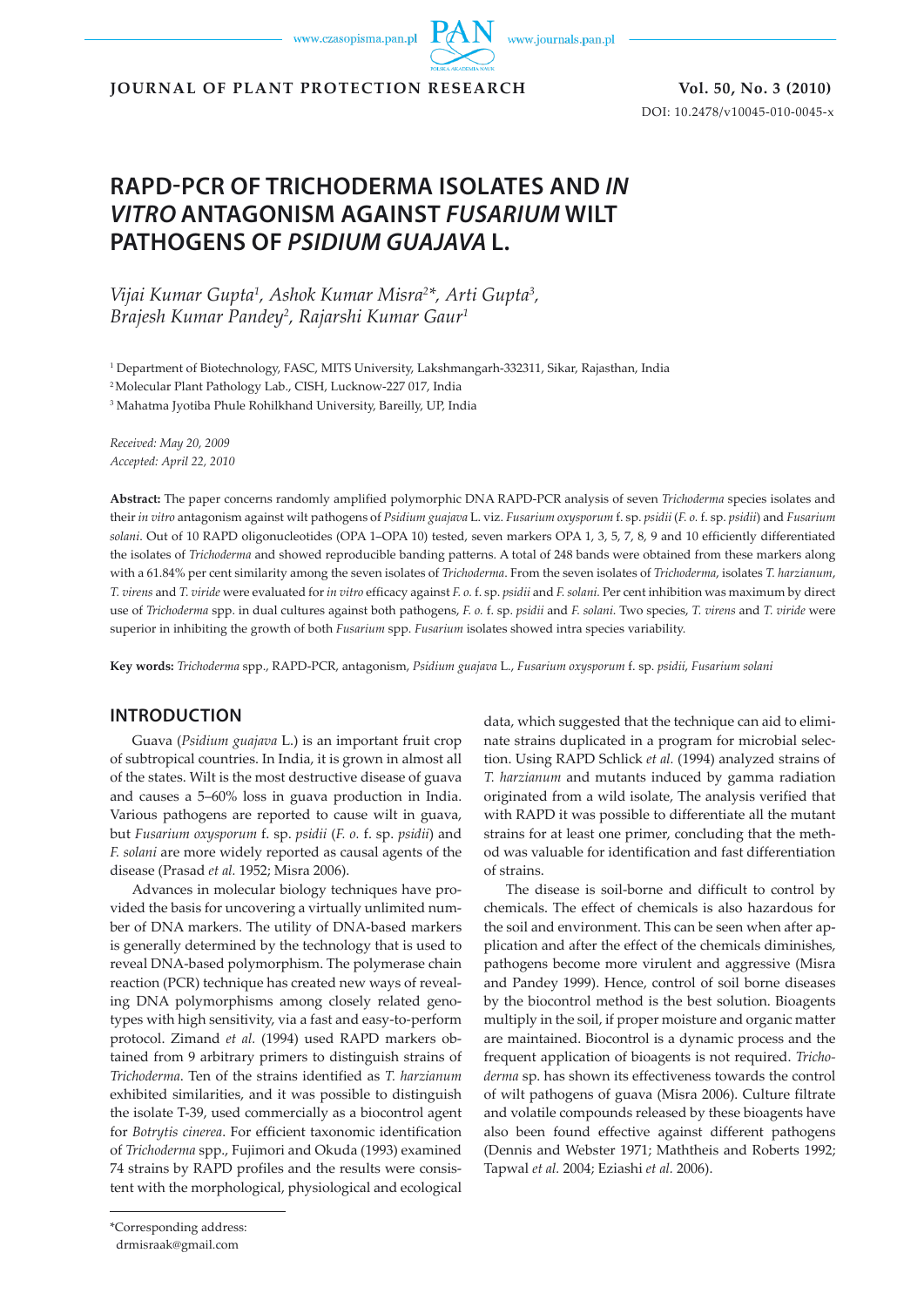# RAPD-PCR OF TRICHODERMA ISOLATES AND *IN VITRO* ANTAGONISM AGAINST *FUSARIUM* WILT PATHOGENS OF *PSIDIUM GUAJAVA* L.

*Vijai Kumar Gupta[1], Ashok Kumar Misra[2]\*, Arti Gupta[3], Brajesh Kumar Pandey[2], Rajarshi Kumar Gaur[1]*

[1] Department of Biotechnology, FASC, MITS University, Lakshmangarh-332311, Sikar, Rajasthan, India

[2] Molecular Plant Pathology Lab., CISH, Lucknow-227 017, India

[3] Mahatma Jyotiba Phule Rohilkhand University, Bareilly, UP, India

*Received: May 20, 2009*
*Accepted: April 22, 2010*

**Abstract:** The paper concerns randomly amplified polymorphic DNA RAPD-PCR analysis of seven *Trichoderma* species isolates and their *in vitro* antagonism against wilt pathogens of *Psidium guajava* L. viz. *Fusarium oxysporum* f. sp. *psidii* (*F. o.* f. sp. *psidii*) and *Fusarium solani*. Out of 10 RAPD oligonucleotides (OPA 1–OPA 10) tested, seven markers OPA 1, 3, 5, 7, 8, 9 and 10 efficiently differentiated the isolates of *Trichoderma* and showed reproducible banding patterns. A total of 248 bands were obtained from these markers along with a 61.84% per cent similarity among the seven isolates of *Trichoderma*. From the seven isolates of *Trichoderma*, isolates *T. harzianum*, *T. virens* and *T. viride* were evaluated for *in vitro* efficacy against *F. o.* f. sp. *psidii* and *F. solani.* Per cent inhibition was maximum by direct use of *Trichoderma* spp. in dual cultures against both pathogens, *F. o.* f. sp. *psidii* and *F. solani*. Two species, *T. virens* and *T. viride* were superior in inhibiting the growth of both *Fusarium* spp. *Fusarium* isolates showed intra species variability.

**Key words:** *Trichoderma* spp., RAPD-PCR, antagonism, *Psidium guajava* L., *Fusarium oxysporum* f. sp. *psidii*, *Fusarium solani*

## INTRODUCTION

Guava (*Psidium guajava* L.) is an important fruit crop of subtropical countries. In India, it is grown in almost all of the states. Wilt is the most destructive disease of guava and causes a 5–60% loss in guava production in India. Various pathogens are reported to cause wilt in guava, but *Fusarium oxysporum* f. sp. *psidii* (*F. o.* f. sp. *psidii*) and *F. solani* are more widely reported as causal agents of the disease (Prasad *et al.* 1952; Misra 2006).

Advances in molecular biology techniques have provided the basis for uncovering a virtually unlimited number of DNA markers. The utility of DNA-based markers is generally determined by the technology that is used to reveal DNA-based polymorphism. The polymerase chain reaction (PCR) technique has created new ways of revealing DNA polymorphisms among closely related genotypes with high sensitivity, via a fast and easy-to-perform protocol. Zimand *et al.* (1994) used RAPD markers obtained from 9 arbitrary primers to distinguish strains of *Trichoderma*. Ten of the strains identified as *T. harzianum* exhibited similarities, and it was possible to distinguish the isolate T-39, used commercially as a biocontrol agent for *Botrytis cinerea*. For efficient taxonomic identification of *Trichoderma* spp., Fujimori and Okuda (1993) examined 74 strains by RAPD profiles and the results were consistent with the morphological, physiological and ecological data, which suggested that the technique can aid to eliminate strains duplicated in a program for microbial selection. Using RAPD Schlick *et al.* (1994) analyzed strains of *T. harzianum* and mutants induced by gamma radiation originated from a wild isolate, The analysis verified that with RAPD it was possible to differentiate all the mutant strains for at least one primer, concluding that the method was valuable for identification and fast differentiation of strains.

The disease is soil-borne and difficult to control by chemicals. The effect of chemicals is also hazardous for the soil and environment. This can be seen when after application and after the effect of the chemicals diminishes, pathogens become more virulent and aggressive (Misra and Pandey 1999). Hence, control of soil borne diseases by the biocontrol method is the best solution. Bioagents multiply in the soil, if proper moisture and organic matter are maintained. Biocontrol is a dynamic process and the frequent application of bioagents is not required. *Trichoderma* sp. has shown its effectiveness towards the control of wilt pathogens of guava (Misra 2006). Culture filtrate and volatile compounds released by these bioagents have also been found effective against different pathogens (Dennis and Webster 1971; Maththeis and Roberts 1992; Tapwal *et al.* 2004; Eziashi *et al.* 2006).

\*Corresponding address:
drmisraak@gmail.com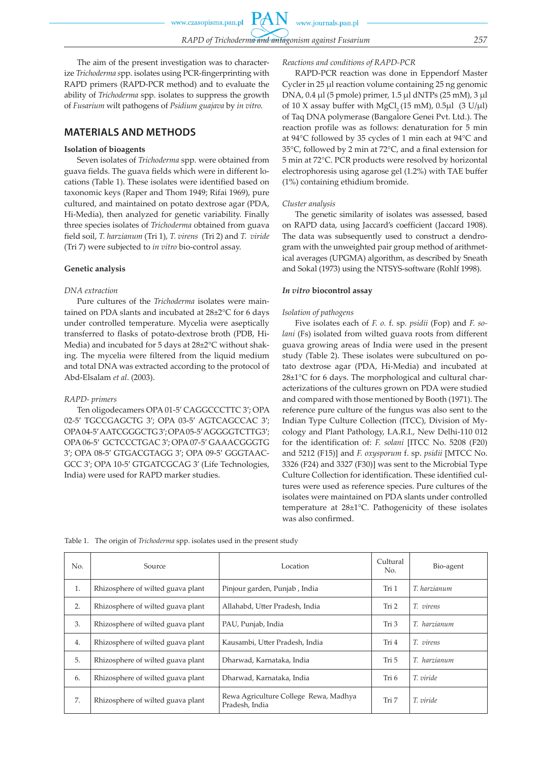The aim of the present investigation was to characterize *Trichoderma* spp. isolates using PCR-fingerprinting with RAPD primers (RAPD-PCR method) and to evaluate the ability of *Trichoderma* spp. isolates to suppress the growth of *Fusarium* wilt pathogens of *Psidium guajava* by *in vitro*.

## MATERIALS AND METHODS

### Isolation of bioagents

Seven isolates of *Trichoderma* spp. were obtained from guava fields. The guava fields which were in different locations (Table 1). These isolates were identified based on taxonomic keys (Raper and Thom 1949; Rifai 1969), pure cultured, and maintained on potato dextrose agar (PDA, Hi-Media), then analyzed for genetic variability. Finally three species isolates of *Trichoderma* obtained from guava field soil, *T. harzianum* (Tri 1), *T. virens* (Tri 2) and *T. viride* (Tri 7) were subjected to *in vitro* bio-control assay.

### Genetic analysis

*DNA extraction*

Pure cultures of the *Trichoderma* isolates were maintained on PDA slants and incubated at 28±2°C for 6 days under controlled temperature. Mycelia were aseptically transferred to flasks of potato-dextrose broth (PDB, Hi-Media) and incubated for 5 days at 28±2°C without shaking. The mycelia were filtered from the liquid medium and total DNA was extracted according to the protocol of Abd-Elsalam *et al*. (2003).

*RAPD- primers*

Ten oligodecamers OPA 01-5′ CAGGCCCTTC 3′; OPA 02-5′ TGCCGAGCTG 3′; OPA 03-5′ AGTCAGCCAC 3′; OPA 04-5′ AATCGGGCTG 3′; OPA 05-5′ AGGGGTCTTG3′; OPA 06-5′ GCTCCCTGAC 3′; OPA 07-5′ GAAACGGGTG 3′; OPA 08-5′ GTGACGTAGG 3′; OPA 09-5′ GGGTAACGCC 3′; OPA 10-5′ GTGATCGCAG 3′ (Life Technologies, India) were used for RAPD marker studies.

*Reactions and conditions of RAPD-PCR*

RAPD-PCR reaction was done in Eppendorf Master Cycler in 25 µl reaction volume containing 25 ng genomic DNA, 0.4 µl (5 pmole) primer, 1.5 µl dNTPs (25 mM), 3 µl of 10 X assay buffer with $MgCl_2$ (15 mM), 0.5µl (3 U/µl) of Taq DNA polymerase (Bangalore Genei Pvt. Ltd.). The reaction profile was as follows: denaturation for 5 min at 94°C followed by 35 cycles of 1 min each at 94°C and 35°C, followed by 2 min at 72°C, and a final extension for 5 min at 72°C. PCR products were resolved by horizontal electrophoresis using agarose gel (1.2%) with TAE buffer (1%) containing ethidium bromide.

*Cluster analysis*

The genetic similarity of isolates was assessed, based on RAPD data, using Jaccard's coefficient (Jaccard 1908). The data was subsequently used to construct a dendrogram with the unweighted pair group method of arithmetical averages (UPGMA) algorithm, as described by Sneath and Sokal (1973) using the NTSYS-software (Rohlf 1998).

### *In vitro* biocontrol assay

*Isolation of pathogens*

Five isolates each of *F. o.* f. sp. *psidii* (Fop) and *F. solani* (Fs) isolated from wilted guava roots from different guava growing areas of India were used in the present study (Table 2). These isolates were subcultured on potato dextrose agar (PDA, Hi-Media) and incubated at 28±1°C for 6 days. The morphological and cultural characterizations of the cultures grown on PDA were studied and compared with those mentioned by Booth (1971). The reference pure culture of the fungus was also sent to the Indian Type Culture Collection (ITCC), Division of Mycology and Plant Pathology, I.A.R.I., New Delhi-110 012 for the identification of: *F. solani* [ITCC No. 5208 (F20) and 5212 (F15)] and *F. oxysporum* f. sp. *psidii* [MTCC No. 3326 (F24) and 3327 (F30)] was sent to the Microbial Type Culture Collection for identification. These identified cultures were used as reference species. Pure cultures of the isolates were maintained on PDA slants under controlled temperature at 28±1°C. Pathogenicity of these isolates was also confirmed.

Table 1. The origin of *Trichoderma* spp. isolates used in the present study

| No. | Source | Location | Cultural No. | Bio-agent |
|---|---|---|---|---|
| 1. | Rhizosphere of wilted guava plant | Pinjour garden, Punjab , India | Tri 1 | *T. harzianum* |
| 2. | Rhizosphere of wilted guava plant | Allahabd, Utter Pradesh, India | Tri 2 | *T. virens* |
| 3. | Rhizosphere of wilted guava plant | PAU, Punjab, India | Tri 3 | *T. harzianum* |
| 4. | Rhizosphere of wilted guava plant | Kausambi, Utter Pradesh, India | Tri 4 | *T. virens* |
| 5. | Rhizosphere of wilted guava plant | Dharwad, Karnataka, India | Tri 5 | *T. harzianum* |
| 6. | Rhizosphere of wilted guava plant | Dharwad, Karnataka, India | Tri 6 | *T. viride* |
| 7. | Rhizosphere of wilted guava plant | Rewa Agriculture College Rewa, Madhya Pradesh, India | Tri 7 | *T. viride* |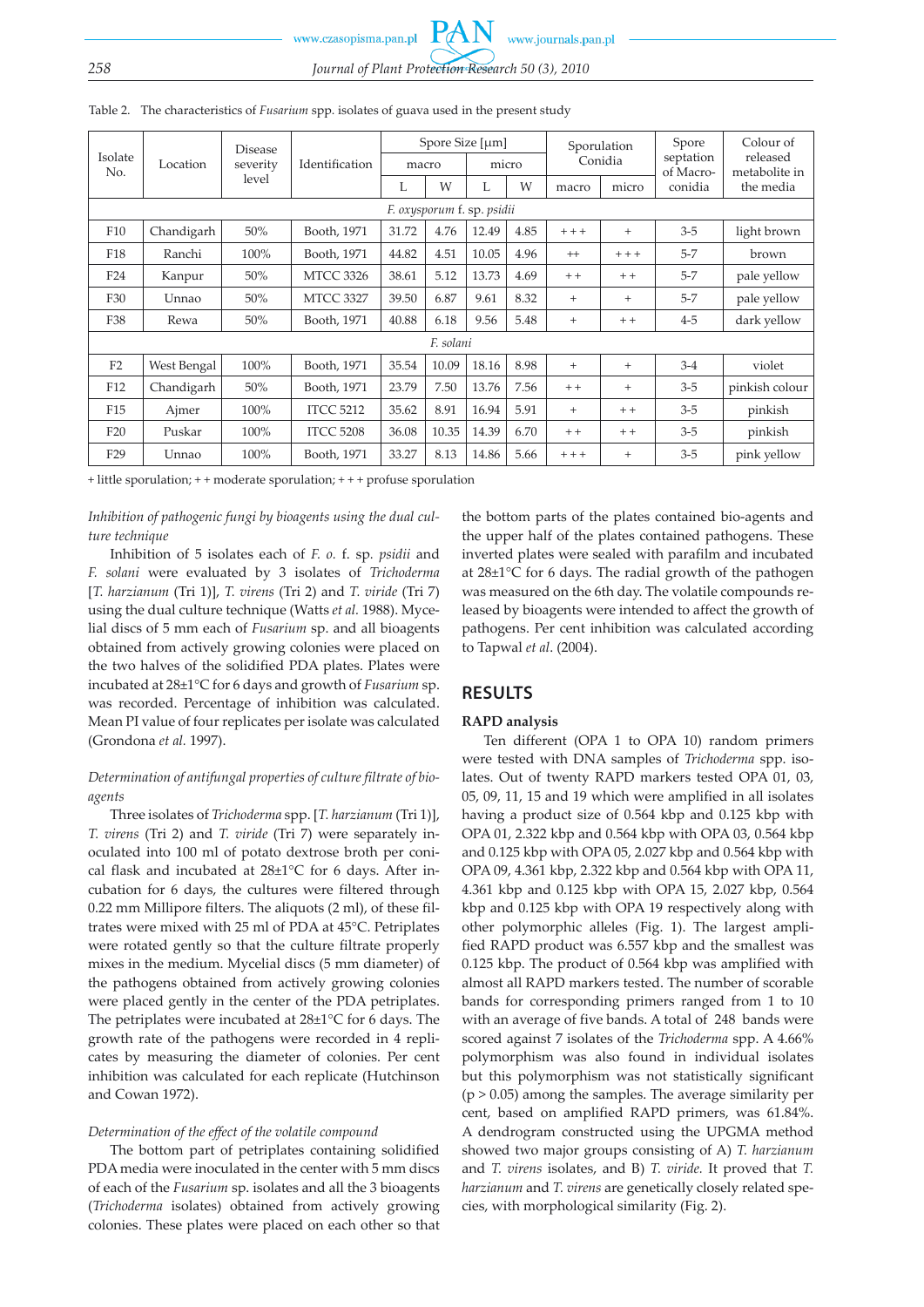Table 2. The characteristics of *Fusarium* spp. isolates of guava used in the present study

| Isolate No. | Location | Disease severity level | Identification | Spore Size [µm] | | | | Sporulation Conidia | | Spore septation of Macro-conidia | Colour of released metabolite in the media |
|---|---|---|---|---|---|---|---|---|---|---|---|
| | | | | macro | | micro | | | | | |
| | | | | L | W | L | W | macro | micro | | |
| *F. oxysporum* f. sp. *psidii* | | | | | | | | | | | |
| F10 | Chandigarh | 50% | Booth, 1971 | 31.72 | 4.76 | 12.49 | 4.85 | + + + | + | 3-5 | light brown |
| F18 | Ranchi | 100% | Booth, 1971 | 44.82 | 4.51 | 10.05 | 4.96 | ++ | + + + | 5-7 | brown |
| F24 | Kanpur | 50% | MTCC 3326 | 38.61 | 5.12 | 13.73 | 4.69 | + + | + + | 5-7 | pale yellow |
| F30 | Unnao | 50% | MTCC 3327 | 39.50 | 6.87 | 9.61 | 8.32 | + | + | 5-7 | pale yellow |
| F38 | Rewa | 50% | Booth, 1971 | 40.88 | 6.18 | 9.56 | 5.48 | + | + + | 4-5 | dark yellow |
| *F. solani* | | | | | | | | | | | |
| F2 | West Bengal | 100% | Booth, 1971 | 35.54 | 10.09 | 18.16 | 8.98 | + | + | 3-4 | violet |
| F12 | Chandigarh | 50% | Booth, 1971 | 23.79 | 7.50 | 13.76 | 7.56 | + + | + | 3-5 | pinkish colour |
| F15 | Ajmer | 100% | ITCC 5212 | 35.62 | 8.91 | 16.94 | 5.91 | + | + + | 3-5 | pinkish |
| F20 | Puskar | 100% | ITCC 5208 | 36.08 | 10.35 | 14.39 | 6.70 | + + | + + | 3-5 | pinkish |
| F29 | Unnao | 100% | Booth, 1971 | 33.27 | 8.13 | 14.86 | 5.66 | + + + | + | 3-5 | pink yellow |

+ little sporulation; + + moderate sporulation; + + + profuse sporulation

*Inhibition of pathogenic fungi by bioagents using the dual culture technique*

Inhibition of 5 isolates each of *F. o.* f. sp. *psidii* and *F. solani* were evaluated by 3 isolates of *Trichoderma* [*T. harzianum* (Tri 1)], *T. virens* (Tri 2) and *T. viride* (Tri 7) using the dual culture technique (Watts *et al.* 1988). Mycelial discs of 5 mm each of *Fusarium* sp. and all bioagents obtained from actively growing colonies were placed on the two halves of the solidified PDA plates. Plates were incubated at 28±1°C for 6 days and growth of *Fusarium* sp. was recorded. Percentage of inhibition was calculated. Mean PI value of four replicates per isolate was calculated (Grondona *et al.* 1997).

*Determination of antifungal properties of culture filtrate of bioagents*

Three isolates of *Trichoderma* spp. [*T. harzianum* (Tri 1)], *T. virens* (Tri 2) and *T. viride* (Tri 7) were separately inoculated into 100 ml of potato dextrose broth per conical flask and incubated at 28±1°C for 6 days. After incubation for 6 days, the cultures were filtered through 0.22 mm Millipore filters. The aliquots (2 ml), of these filtrates were mixed with 25 ml of PDA at 45°C. Petriplates were rotated gently so that the culture filtrate properly mixes in the medium. Mycelial discs (5 mm diameter) of the pathogens obtained from actively growing colonies were placed gently in the center of the PDA petriplates. The petriplates were incubated at 28±1°C for 6 days. The growth rate of the pathogens were recorded in 4 replicates by measuring the diameter of colonies. Per cent inhibition was calculated for each replicate (Hutchinson and Cowan 1972).

*Determination of the effect of the volatile compound*

The bottom part of petriplates containing solidified PDA media were inoculated in the center with 5 mm discs of each of the *Fusarium* sp. isolates and all the 3 bioagents (*Trichoderma* isolates) obtained from actively growing colonies. These plates were placed on each other so that the bottom parts of the plates contained bio-agents and the upper half of the plates contained pathogens. These inverted plates were sealed with parafilm and incubated at 28±1°C for 6 days. The radial growth of the pathogen was measured on the 6th day. The volatile compounds released by bioagents were intended to affect the growth of pathogens. Per cent inhibition was calculated according to Tapwal *et al*. (2004).

## RESULTS

### RAPD analysis

Ten different (OPA 1 to OPA 10) random primers were tested with DNA samples of *Trichoderma* spp. isolates. Out of twenty RAPD markers tested OPA 01, 03, 05, 09, 11, 15 and 19 which were amplified in all isolates having a product size of 0.564 kbp and 0.125 kbp with OPA 01, 2.322 kbp and 0.564 kbp with OPA 03, 0.564 kbp and 0.125 kbp with OPA 05, 2.027 kbp and 0.564 kbp with OPA 09, 4.361 kbp, 2.322 kbp and 0.564 kbp with OPA 11, 4.361 kbp and 0.125 kbp with OPA 15, 2.027 kbp, 0.564 kbp and 0.125 kbp with OPA 19 respectively along with other polymorphic alleles (Fig. 1). The largest amplified RAPD product was 6.557 kbp and the smallest was 0.125 kbp. The product of 0.564 kbp was amplified with almost all RAPD markers tested. The number of scorable bands for corresponding primers ranged from 1 to 10 with an average of five bands. A total of 248 bands were scored against 7 isolates of the *Trichoderma* spp. A 4.66% polymorphism was also found in individual isolates but this polymorphism was not statistically significant ($p > 0.05$) among the samples. The average similarity per cent, based on amplified RAPD primers, was 61.84%. A dendrogram constructed using the UPGMA method showed two major groups consisting of A) *T. harzianum* and *T. virens* isolates, and B) *T. viride.* It proved that *T. harzianum* and *T. virens* are genetically closely related species, with morphological similarity (Fig. 2).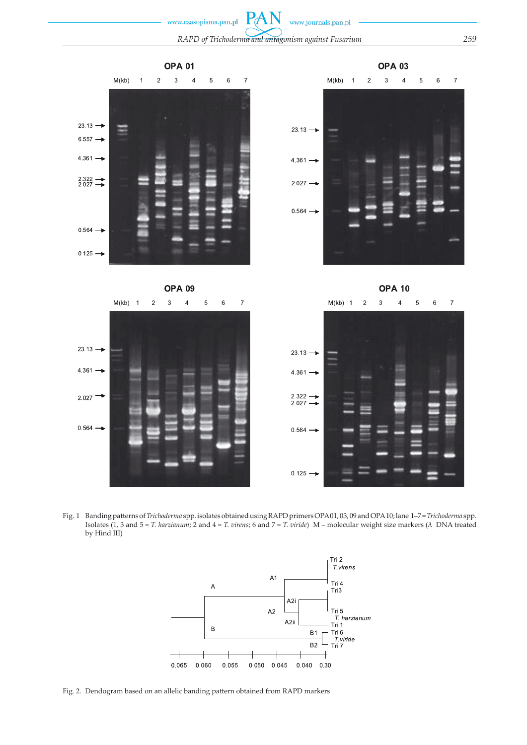Fig. 1 Banding patterns of *Trichoderma* spp. isolates obtained using RAPD primers OPA 01, 03, 09 and OPA 10; lane 1–7 = *Trichoderma* spp. Isolates (1, 3 and 5 = *T. harzianum*; 2 and 4 = *T. virens*; 6 and 7 = *T. viride*) M – molecular weight size markers ($\lambda$ DNA treated by Hind III)

Fig. 2. Dendogram based on an allelic banding pattern obtained from RAPD markers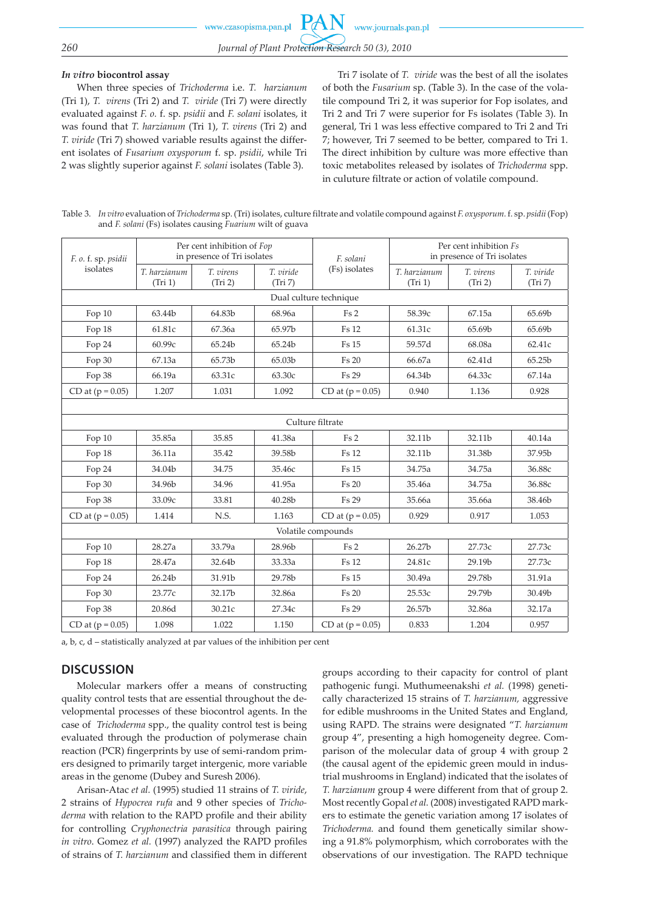### *In vitro* biocontrol assay

When three species of *Trichoderma* i.e. *T. harzianum* (Tri 1), *T. virens* (Tri 2) and *T. viride* (Tri 7) were directly evaluated against *F. o.* f. sp. *psidii* and *F. solani* isolates, it was found that *T. harzianum* (Tri 1), *T. virens* (Tri 2) and *T. viride* (Tri 7) showed variable results against the different isolates of *Fusarium oxysporum* f. sp. *psidii*, while Tri 2 was slightly superior against *F. solani* isolates (Table 3).

Tri 7 isolate of *T. viride* was the best of all the isolates of both the *Fusarium* sp. (Table 3). In the case of the volatile compound Tri 2, it was superior for Fop isolates, and Tri 2 and Tri 7 were superior for Fs isolates (Table 3). In general, Tri 1 was less effective compared to Tri 2 and Tri 7; however, Tri 7 seemed to be better, compared to Tri 1. The direct inhibition by culture was more effective than toxic metabolites released by isolates of *Trichoderma* spp. in culuture filtrate or action of volatile compound.

Table 3. *In vitro* evaluation of *Trichoderma* sp. (Tri) isolates, culture filtrate and volatile compound against *F. oxysporum*. f. sp. *psidii* (Fop) and *F. solani* (Fs) isolates causing *Fuarium* wilt of guava

| *F. o.* f. sp. *psidii* isolates | Per cent inhibition of *Fop* in presence of Tri isolates | | | *F. solani* (Fs) isolates | Per cent inhibition *Fs* in presence of Tri isolates | | |
|---|---|---|---|---|---|---|---|
| | *T. harzianum* (Tri 1) | *T. virens* (Tri 2) | *T. viride* (Tri 7) | | *T. harzianum* (Tri 1) | *T. virens* (Tri 2) | *T. viride* (Tri 7) |
| Dual culture technique | | | | | | | |
| Fop 10 | 63.44b | 64.83b | 68.96a | Fs 2 | 58.39c | 67.15a | 65.69b |
| Fop 18 | 61.81c | 67.36a | 65.97b | Fs 12 | 61.31c | 65.69b | 65.69b |
| Fop 24 | 60.99c | 65.24b | 65.24b | Fs 15 | 59.57d | 68.08a | 62.41c |
| Fop 30 | 67.13a | 65.73b | 65.03b | Fs 20 | 66.67a | 62.41d | 65.25b |
| Fop 38 | 66.19a | 63.31c | 63.30c | Fs 29 | 64.34b | 64.33c | 67.14a |
| CD at (p = 0.05) | 1.207 | 1.031 | 1.092 | CD at (p = 0.05) | 0.940 | 1.136 | 0.928 |
| Culture filtrate | | | | | | | |
| Fop 10 | 35.85a | 35.85 | 41.38a | Fs 2 | 32.11b | 32.11b | 40.14a |
| Fop 18 | 36.11a | 35.42 | 39.58b | Fs 12 | 32.11b | 31.38b | 37.95b |
| Fop 24 | 34.04b | 34.75 | 35.46c | Fs 15 | 34.75a | 34.75a | 36.88c |
| Fop 30 | 34.96b | 34.96 | 41.95a | Fs 20 | 35.46a | 34.75a | 36.88c |
| Fop 38 | 33.09c | 33.81 | 40.28b | Fs 29 | 35.66a | 35.66a | 38.46b |
| CD at (p = 0.05) | 1.414 | N.S. | 1.163 | CD at (p = 0.05) | 0.929 | 0.917 | 1.053 |
| Volatile compounds | | | | | | | |
| Fop 10 | 28.27a | 33.79a | 28.96b | Fs 2 | 26.27b | 27.73c | 27.73c |
| Fop 18 | 28.47a | 32.64b | 33.33a | Fs 12 | 24.81c | 29.19b | 27.73c |
| Fop 24 | 26.24b | 31.91b | 29.78b | Fs 15 | 30.49a | 29.78b | 31.91a |
| Fop 30 | 23.77c | 32.17b | 32.86a | Fs 20 | 25.53c | 29.79b | 30.49b |
| Fop 38 | 20.86d | 30.21c | 27.34c | Fs 29 | 26.57b | 32.86a | 32.17a |
| CD at (p = 0.05) | 1.098 | 1.022 | 1.150 | CD at (p = 0.05) | 0.833 | 1.204 | 0.957 |

a, b, c, d – statistically analyzed at par values of the inhibition per cent

## DISCUSSION

Molecular markers offer a means of constructing quality control tests that are essential throughout the developmental processes of these biocontrol agents. In the case of *Trichoderma* spp., the quality control test is being evaluated through the production of polymerase chain reaction (PCR) fingerprints by use of semi-random primers designed to primarily target intergenic, more variable areas in the genome (Dubey and Suresh 2006).

Arisan-Atac *et al.* (1995) studied 11 strains of *T. viride*, 2 strains of *Hypocrea rufa* and 9 other species of *Trichoderma* with relation to the RAPD profile and their ability for controlling *Cryphonectria parasitica* through pairing *in vitro*. Gomez *et al.* (1997) analyzed the RAPD profiles of strains of *T. harzianum* and classified them in different groups according to their capacity for control of plant pathogenic fungi. Muthumeenakshi *et al.* (1998) genetically characterized 15 strains of *T. harzianum,* aggressive for edible mushrooms in the United States and England, using RAPD. The strains were designated "*T. harzianum* group 4", presenting a high homogeneity degree. Comparison of the molecular data of group 4 with group 2 (the causal agent of the epidemic green mould in industrial mushrooms in England) indicated that the isolates of *T. harzianum* group 4 were different from that of group 2. Most recently Gopal *et al.* (2008) investigated RAPD markers to estimate the genetic variation among 17 isolates of *Trichoderma.* and found them genetically similar showing a 91.8% polymorphism, which corroborates with the observations of our investigation. The RAPD technique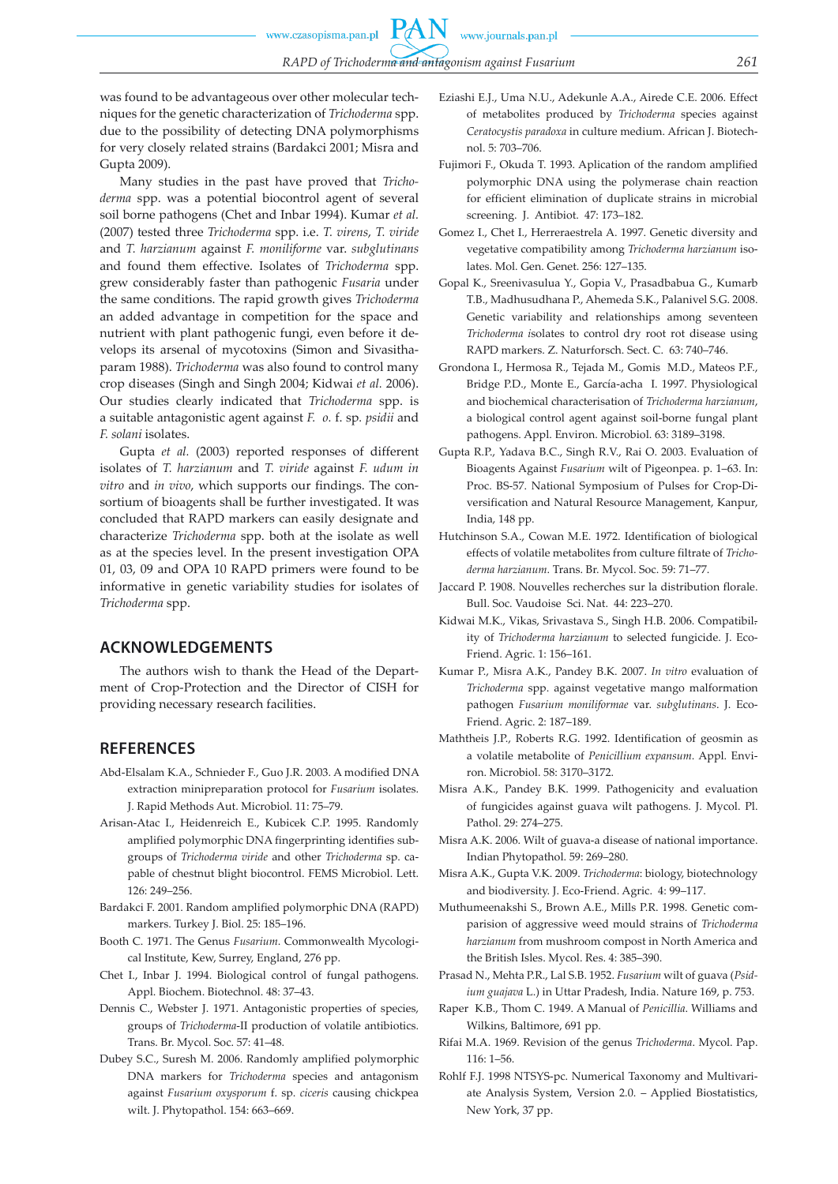was found to be advantageous over other molecular techniques for the genetic characterization of *Trichoderma* spp. due to the possibility of detecting DNA polymorphisms for very closely related strains (Bardakci 2001; Misra and Gupta 2009).

Many studies in the past have proved that *Trichoderma* spp. was a potential biocontrol agent of several soil borne pathogens (Chet and Inbar 1994). Kumar *et al.* (2007) tested three *Trichoderma* spp. i.e. *T. virens*, *T. viride* and *T. harzianum* against *F. moniliforme* var. *subglutinans* and found them effective. Isolates of *Trichoderma* spp. grew considerably faster than pathogenic *Fusaria* under the same conditions. The rapid growth gives *Trichoderma* an added advantage in competition for the space and nutrient with plant pathogenic fungi, even before it develops its arsenal of mycotoxins (Simon and Sivasithaparam 1988). *Trichoderma* was also found to control many crop diseases (Singh and Singh 2004; Kidwai *et al.* 2006). Our studies clearly indicated that *Trichoderma* spp. is a suitable antagonistic agent against *F. o.* f. sp. *psidii* and *F. solani* isolates.

Gupta *et al.* (2003) reported responses of different isolates of *T. harzianum* and *T. viride* against *F. udum in vitro* and *in vivo*, which supports our findings. The consortium of bioagents shall be further investigated. It was concluded that RAPD markers can easily designate and characterize *Trichoderma* spp. both at the isolate as well as at the species level. In the present investigation OPA 01, 03, 09 and OPA 10 RAPD primers were found to be informative in genetic variability studies for isolates of *Trichoderma* spp.

## ACKNOWLEDGEMENTS

The authors wish to thank the Head of the Department of Crop-Protection and the Director of CISH for providing necessary research facilities.

## REFERENCES

Abd-Elsalam K.A., Schnieder F., Guo J.R. 2003. A modified DNA extraction minipreparation protocol for *Fusarium* isolates. J. Rapid Methods Aut. Microbiol. 11: 75–79.

Arisan-Atac I., Heidenreich E., Kubicek C.P. 1995. Randomly amplified polymorphic DNA fingerprinting identifies subgroups of *Trichoderma viride* and other *Trichoderma* sp. capable of chestnut blight biocontrol. FEMS Microbiol. Lett. 126: 249–256.

Bardakci F. 2001. Random amplified polymorphic DNA (RAPD) markers. Turkey J. Biol. 25: 185–196.

Booth C. 1971. The Genus *Fusarium*. Commonwealth Mycological Institute, Kew, Surrey, England, 276 pp.

Chet I., Inbar J. 1994. Biological control of fungal pathogens. Appl. Biochem. Biotechnol. 48: 37–43.

Dennis C., Webster J. 1971. Antagonistic properties of species, groups of *Trichoderma*-II production of volatile antibiotics. Trans. Br. Mycol. Soc. 57: 41–48.

Dubey S.C., Suresh M. 2006. Randomly amplified polymorphic DNA markers for *Trichoderma* species and antagonism against *Fusarium oxysporum* f. sp. *ciceris* causing chickpea wilt. J. Phytopathol. 154: 663–669.

Eziashi E.J., Uma N.U., Adekunle A.A., Airede C.E. 2006. Effect of metabolites produced by *Trichoderma* species against *Ceratocystis paradoxa* in culture medium. African J. Biotechnol. 5: 703–706.

Fujimori F., Okuda T. 1993. Aplication of the random amplified polymorphic DNA using the polymerase chain reaction for efficient elimination of duplicate strains in microbial screening. J. Antibiot. 47: 173–182.

Gomez I., Chet I., Herreraestrela A. 1997. Genetic diversity and vegetative compatibility among *Trichoderma harzianum* isolates. Mol. Gen. Genet. 256: 127–135.

Gopal K., Sreenivasulua Y., Gopia V., Prasadbabua G., Kumarb T.B., Madhusudhana P., Ahemeda S.K., Palanivel S.G. 2008. Genetic variability and relationships among seventeen *Trichoderma* isolates to control dry root rot disease using RAPD markers. Z. Naturforsch. Sect. C. 63: 740–746.

Grondona I., Hermosa R., Tejada M., Gomis M.D., Mateos P.F., Bridge P.D., Monte E., García-acha I. 1997. Physiological and biochemical characterisation of *Trichoderma harzianum*, a biological control agent against soil-borne fungal plant pathogens. Appl. Environ. Microbiol. 63: 3189–3198.

Gupta R.P., Yadava B.C., Singh R.V., Rai O. 2003. Evaluation of Bioagents Against *Fusarium* wilt of Pigeonpea. p. 1–63. In: Proc. BS-57. National Symposium of Pulses for Crop-Diversification and Natural Resource Management, Kanpur, India, 148 pp.

Hutchinson S.A., Cowan M.E. 1972. Identification of biological effects of volatile metabolites from culture filtrate of *Trichoderma harzianum*. Trans. Br. Mycol. Soc. 59: 71–77.

Jaccard P. 1908. Nouvelles recherches sur la distribution florale. Bull. Soc. Vaudoise Sci. Nat. 44: 223–270.

Kidwai M.K., Vikas, Srivastava S., Singh H.B. 2006. Compatibility of *Trichoderma harzianum* to selected fungicide. J. Eco-Friend. Agric. 1: 156–161.

Kumar P., Misra A.K., Pandey B.K. 2007. *In vitro* evaluation of *Trichoderma* spp. against vegetative mango malformation pathogen *Fusarium moniliformae* var. *subglutinans*. J. Eco-Friend. Agric. 2: 187–189.

Maththeis J.P., Roberts R.G. 1992. Identification of geosmin as a volatile metabolite of *Penicillium expansum*. Appl. Environ. Microbiol. 58: 3170–3172.

Misra A.K., Pandey B.K. 1999. Pathogenicity and evaluation of fungicides against guava wilt pathogens. J. Mycol. Pl. Pathol. 29: 274–275.

Misra A.K. 2006. Wilt of guava-a disease of national importance. Indian Phytopathol. 59: 269–280.

Misra A.K., Gupta V.K. 2009. *Trichoderma*: biology, biotechnology and biodiversity. J. Eco-Friend. Agric. 4: 99–117.

Muthumeenakshi S., Brown A.E., Mills P.R. 1998. Genetic comparision of aggressive weed mould strains of *Trichoderma harzianum* from mushroom compost in North America and the British Isles. Mycol. Res. 4: 385–390.

Prasad N., Mehta P.R., Lal S.B. 1952. *Fusarium* wilt of guava (*Psidium guajava* L.) in Uttar Pradesh, India. Nature 169, p. 753.

Raper K.B., Thom C. 1949. A Manual of *Penicillia*. Williams and Wilkins, Baltimore, 691 pp.

Rifai M.A. 1969. Revision of the genus *Trichoderma*. Mycol. Pap. 116: 1–56.

Rohlf F.J. 1998 NTSYS-pc. Numerical Taxonomy and Multivariate Analysis System, Version 2.0. – Applied Biostatistics, New York, 37 pp.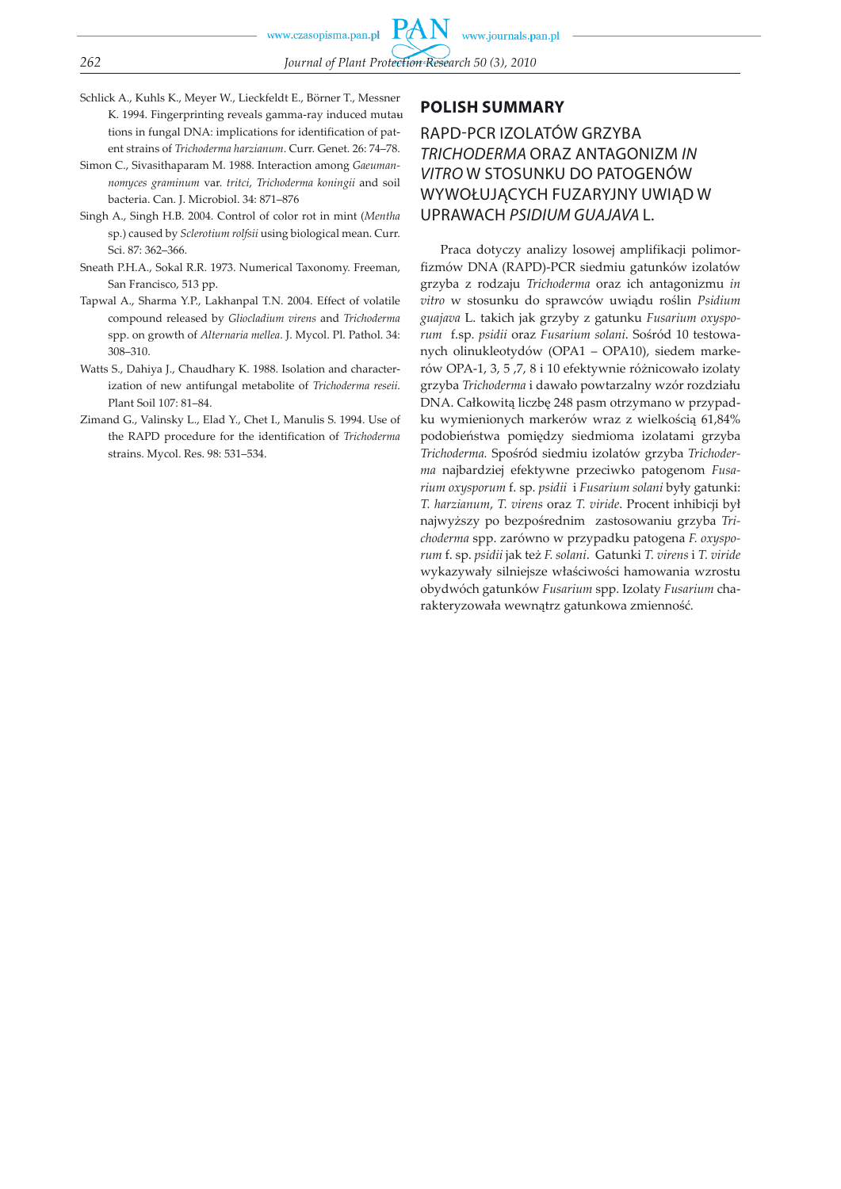Schlick A., Kuhls K., Meyer W., Lieckfeldt E., Börner T., Messner K. 1994. Fingerprinting reveals gamma-ray induced mutau tions in fungal DNA: implications for identification of patent strains of *Trichoderma harzianum*. Curr. Genet. 26: 74–78.

Simon C., Sivasithaparam M. 1988. Interaction among *Gaeumannomyces graminum* var. *tritci*, *Trichoderma koningii* and soil bacteria. Can. J. Microbiol. 34: 871–876

Singh A., Singh H.B. 2004. Control of color rot in mint (*Mentha* sp.) caused by *Sclerotium rolfsii* using biological mean. Curr. Sci. 87: 362–366.

Sneath P.H.A., Sokal R.R. 1973. Numerical Taxonomy. Freeman, San Francisco, 513 pp.

Tapwal A., Sharma Y.P., Lakhanpal T.N. 2004. Effect of volatile compound released by *Gliocladium virens* and *Trichoderma* spp. on growth of *Alternaria mellea*. J. Mycol. Pl. Pathol. 34: 308–310.

Watts S., Dahiya J., Chaudhary K. 1988. Isolation and characterization of new antifungal metabolite of *Trichoderma reseii*. Plant Soil 107: 81–84.

Zimand G., Valinsky L., Elad Y., Chet I., Manulis S. 1994. Use of the RAPD procedure for the identification of *Trichoderma* strains. Mycol. Res. 98: 531–534.

## POLISH SUMMARY

### RAPD-PCR IZOLATÓW GRZYBA *TRICHODERMA* ORAZ ANTAGONIZM *IN VITRO* W STOSUNKU DO PATOGENÓW WYWOŁUJĄCYCH FUZARYJNY UWIĄD W UPRAWACH *PSIDIUM GUAJAVA* L.

Praca dotyczy analizy losowej amplifikacji polimorfizmów DNA (RAPD)-PCR siedmiu gatunków izolatów grzyba z rodzaju *Trichoderma* oraz ich antagonizmu *in vitro* w stosunku do sprawców uwiądu roślin *Psidium guajava* L. takich jak grzyby z gatunku *Fusarium oxysporum* f.sp. *psidii* oraz *Fusarium solani*. Sośród 10 testowanych olinukleotydów (OPA1 – OPA10), siedem markerów OPA-1, 3, 5 ,7, 8 i 10 efektywnie różnicowało izolaty grzyba *Trichoderma* i dawało powtarzalny wzór rozdziału DNA. Całkowitą liczbę 248 pasm otrzymano w przypadku wymienionych markerów wraz z wielkością 61,84% podobieństwa pomiędzy siedmioma izolatami grzyba *Trichoderma.* Spośród siedmiu izolatów grzyba *Trichoderma* najbardziej efektywne przeciwko patogenom *Fusarium oxysporum* f. sp. *psidii* i *Fusarium solani* były gatunki: *T. harzianum*, *T. virens* oraz *T. viride*. Procent inhibicji był najwyższy po bezpośrednim zastosowaniu grzyba *Trichoderma* spp. zarówno w przypadku patogena *F. oxysporum* f. sp. *psidii* jak też *F. solani*. Gatunki *T. virens* i *T. viride* wykazywały silniejsze właściwości hamowania wzrostu obydwóch gatunków *Fusarium* spp. Izolaty *Fusarium* charakteryzowała wewnątrz gatunkowa zmienność.